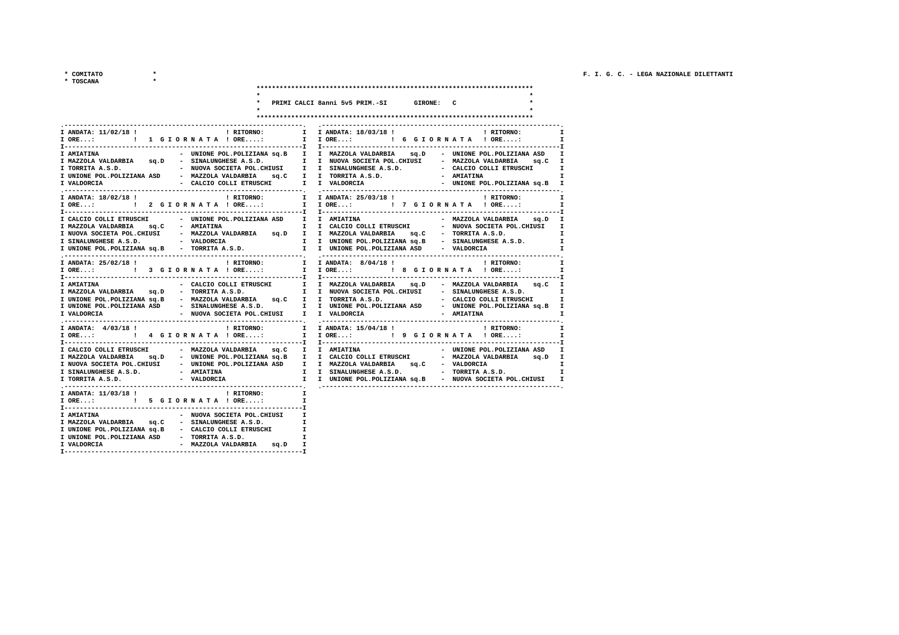* COMITATO *
* TOSCANA *

F. I. G. C. - LEGA NAZIONALE DILETTANTI

**PRIMI CALCI 8anni 5v5 PRIM.-SI GIRONE: C**

| ANDATA: 11/02/18 | 1 GIORNATA | RITORNO: |
|---|---|---|
| AMIATINA | - | UNIONE POL.POLIZIANA sq.B |
| MAZZOLA VALDARBIA sq.D | - | SINALUNGHESE A.S.D. |
| TORRITA A.S.D. | - | NUOVA SOCIETA POL.CHIUSI |
| UNIONE POL.POLIZIANA ASD | - | MAZZOLA VALDARBIA sq.C |
| VALDORCIA | - | CALCIO COLLI ETRUSCHI |

| ANDATA: 18/02/18 | 2 GIORNATA | RITORNO: |
|---|---|---|
| CALCIO COLLI ETRUSCHI | - | UNIONE POL.POLIZIANA ASD |
| MAZZOLA VALDARBIA sq.C | - | AMIATINA |
| NUOVA SOCIETA POL.CHIUSI | - | MAZZOLA VALDARBIA sq.D |
| SINALUNGHESE A.S.D. | - | VALDORCIA |
| UNIONE POL.POLIZIANA sq.B | - | TORRITA A.S.D. |

| ANDATA: 25/02/18 | 3 GIORNATA | RITORNO: |
|---|---|---|
| AMIATINA | - | CALCIO COLLI ETRUSCHI |
| MAZZOLA VALDARBIA sq.D | - | TORRITA A.S.D. |
| UNIONE POL.POLIZIANA sq.B | - | MAZZOLA VALDARBIA sq.C |
| UNIONE POL.POLIZIANA ASD | - | SINALUNGHESE A.S.D. |
| VALDORCIA | - | NUOVA SOCIETA POL.CHIUSI |

| ANDATA: 4/03/18 | 4 GIORNATA | RITORNO: |
|---|---|---|
| CALCIO COLLI ETRUSCHI | - | MAZZOLA VALDARBIA sq.C |
| MAZZOLA VALDARBIA sq.D | - | UNIONE POL.POLIZIANA sq.B |
| NUOVA SOCIETA POL.CHIUSI | - | UNIONE POL.POLIZIANA ASD |
| SINALUNGHESE A.S.D. | - | AMIATINA |
| TORRITA A.S.D. | - | VALDORCIA |

| ANDATA: 11/03/18 | 5 GIORNATA | RITORNO: |
|---|---|---|
| AMIATINA | - | NUOVA SOCIETA POL.CHIUSI |
| MAZZOLA VALDARBIA sq.C | - | SINALUNGHESE A.S.D. |
| UNIONE POL.POLIZIANA sq.B | - | CALCIO COLLI ETRUSCHI |
| UNIONE POL.POLIZIANA ASD | - | TORRITA A.S.D. |
| VALDORCIA | - | MAZZOLA VALDARBIA sq.D |

| ANDATA: 18/03/18 | 6 GIORNATA | RITORNO: |
|---|---|---|
| MAZZOLA VALDARBIA sq.D | - | UNIONE POL.POLIZIANA ASD |
| NUOVA SOCIETA POL.CHIUSI | - | MAZZOLA VALDARBIA sq.C |
| SINALUNGHESE A.S.D. | - | CALCIO COLLI ETRUSCHI |
| TORRITA A.S.D. | - | AMIATINA |
| VALDORCIA | - | UNIONE POL.POLIZIANA sq.B |

| ANDATA: 25/03/18 | 7 GIORNATA | RITORNO: |
|---|---|---|
| AMIATINA | - | MAZZOLA VALDARBIA sq.D |
| CALCIO COLLI ETRUSCHI | - | NUOVA SOCIETA POL.CHIUSI |
| MAZZOLA VALDARBIA sq.C | - | TORRITA A.S.D. |
| UNIONE POL.POLIZIANA sq.B | - | SINALUNGHESE A.S.D. |
| UNIONE POL.POLIZIANA ASD | - | VALDORCIA |

| ANDATA: 8/04/18 | 8 GIORNATA | RITORNO: |
|---|---|---|
| MAZZOLA VALDARBIA sq.D | - | MAZZOLA VALDARBIA sq.C |
| NUOVA SOCIETA POL.CHIUSI | - | SINALUNGHESE A.S.D. |
| TORRITA A.S.D. | - | CALCIO COLLI ETRUSCHI |
| UNIONE POL.POLIZIANA ASD | - | UNIONE POL.POLIZIANA sq.B |
| VALDORCIA | - | AMIATINA |

| ANDATA: 15/04/18 | 9 GIORNATA | RITORNO: |
|---|---|---|
| AMIATINA | - | UNIONE POL.POLIZIANA ASD |
| CALCIO COLLI ETRUSCHI | - | MAZZOLA VALDARBIA sq.D |
| MAZZOLA VALDARBIA sq.C | - | VALDORCIA |
| SINALUNGHESE A.S.D. | - | TORRITA A.S.D. |
| UNIONE POL.POLIZIANA sq.B | - | NUOVA SOCIETA POL.CHIUSI |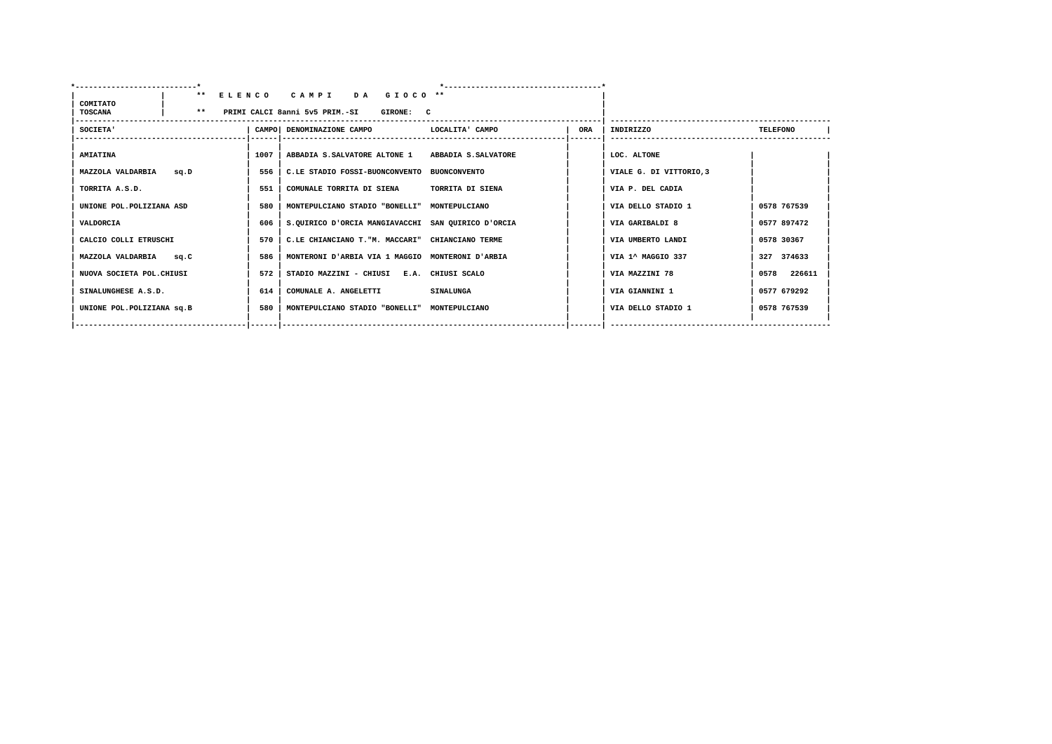**COMITATO TOSCANA**

**\*\* E L E N C O C A M P I D A G I O C O \*\***

**\*\* PRIMI CALCI 8anni 5v5 PRIM.-SI GIRONE: C**

| SOCIETA' | CAMPO | DENOMINAZIONE CAMPO | LOCALITA' CAMPO | ORA | INDIRIZZO | TELEFONO |
|---|---|---|---|---|---|---|
| AMIATINA | 1007 | ABBADIA S.SALVATORE ALTONE 1 | ABBADIA S.SALVATORE | | LOC. ALTONE | |
| MAZZOLA VALDARBIA sq.D | 556 | C.LE STADIO FOSSI-BUONCONVENTO | BUONCONVENTO | | VIALE G. DI VITTORIO,3 | |
| TORRITA A.S.D. | 551 | COMUNALE TORRITA DI SIENA | TORRITA DI SIENA | | VIA P. DEL CADIA | |
| UNIONE POL.POLIZIANA ASD | 580 | MONTEPULCIANO STADIO "BONELLI" | MONTEPULCIANO | | VIA DELLO STADIO 1 | 0578 767539 |
| VALDORCIA | 606 | S.QUIRICO D'ORCIA MANGIAVACCHI | SAN QUIRICO D'ORCIA | | VIA GARIBALDI 8 | 0577 897472 |
| CALCIO COLLI ETRUSCHI | 570 | C.LE CHIANCIANO T."M. MACCARI" | CHIANCIANO TERME | | VIA UMBERTO LANDI | 0578 30367 |
| MAZZOLA VALDARBIA sq.C | 586 | MONTERONI D'ARBIA VIA 1 MAGGIO | MONTERONI D'ARBIA | | VIA 1^ MAGGIO 337 | 327 374633 |
| NUOVA SOCIETA POL.CHIUSI | 572 | STADIO MAZZINI - CHIUSI E.A. | CHIUSI SCALO | | VIA MAZZINI 78 | 0578 226611 |
| SINALUNGHESE A.S.D. | 614 | COMUNALE A. ANGELETTI | SINALUNGA | | VIA GIANNINI 1 | 0577 679292 |
| UNIONE POL.POLIZIANA sq.B | 580 | MONTEPULCIANO STADIO "BONELLI" | MONTEPULCIANO | | VIA DELLO STADIO 1 | 0578 767539 |